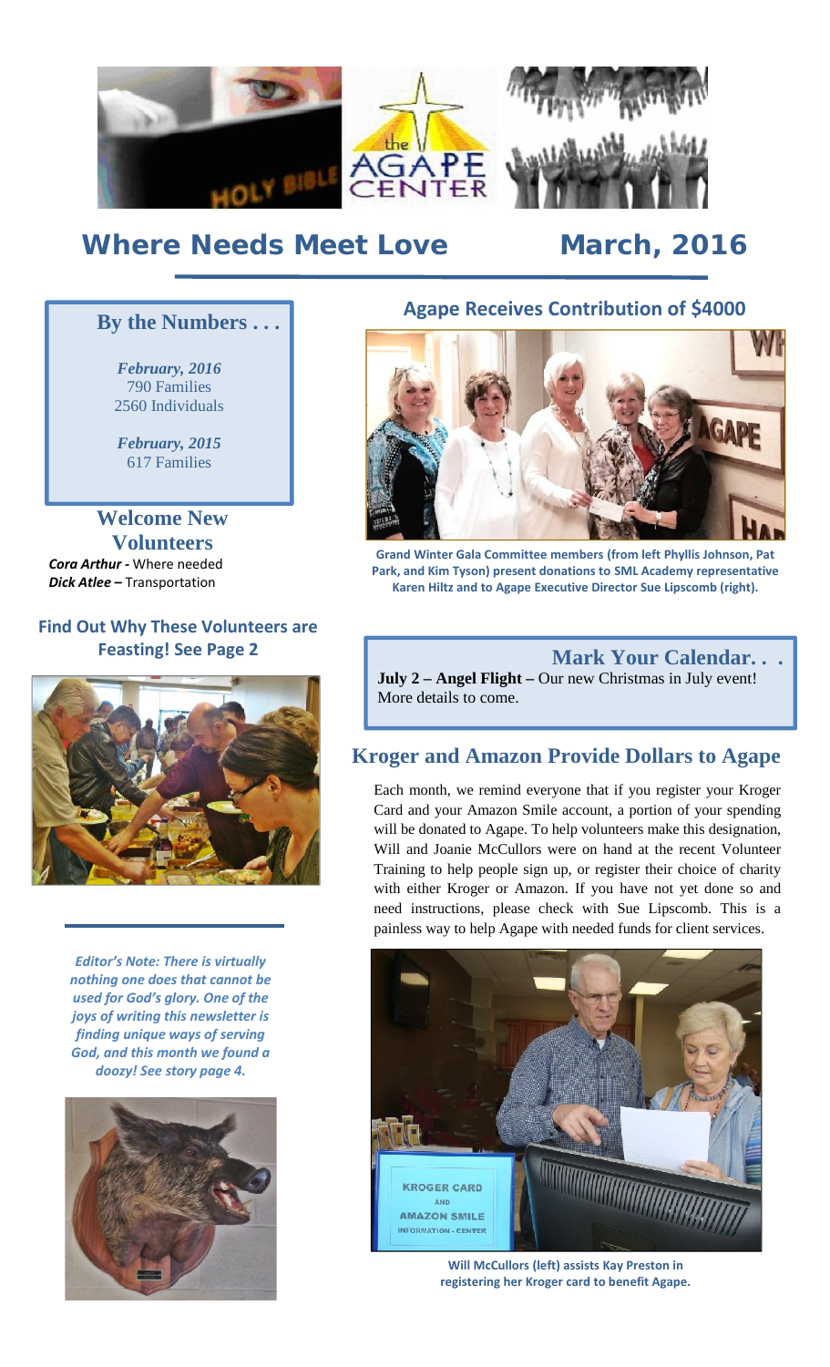# Where Needs Meet Love

**March, 2016**

## By the Numbers . . .

***February, 2016***
790 Families
2560 Individuals

***February, 2015***
617 Families

## Welcome New Volunteers

***Cora Arthur*** **-** Where needed
***Dick Atlee –*** Transportation

## Find Out Why These Volunteers are Feasting! See Page 2

*Editor's Note: There is virtually nothing one does that cannot be used for God's glory. One of the joys of writing this newsletter is finding unique ways of serving God, and this month we found a doozy! See story page 4.*

## Agape Receives Contribution of $4000

**Grand Winter Gala Committee members (from left Phyllis Johnson, Pat Park, and Kim Tyson) present donations to SML Academy representative Karen Hiltz and to Agape Executive Director Sue Lipscomb (right).**

## Mark Your Calendar. . .

**July 2 – Angel Flight –** Our new Christmas in July event! More details to come.

## Kroger and Amazon Provide Dollars to Agape

Each month, we remind everyone that if you register your Kroger Card and your Amazon Smile account, a portion of your spending will be donated to Agape. To help volunteers make this designation, Will and Joanie McCullors were on hand at the recent Volunteer Training to help people sign up, or register their choice of charity with either Kroger or Amazon. If you have not yet done so and need instructions, please check with Sue Lipscomb. This is a painless way to help Agape with needed funds for client services.

**Will McCullors (left) assists Kay Preston in registering her Kroger card to benefit Agape.**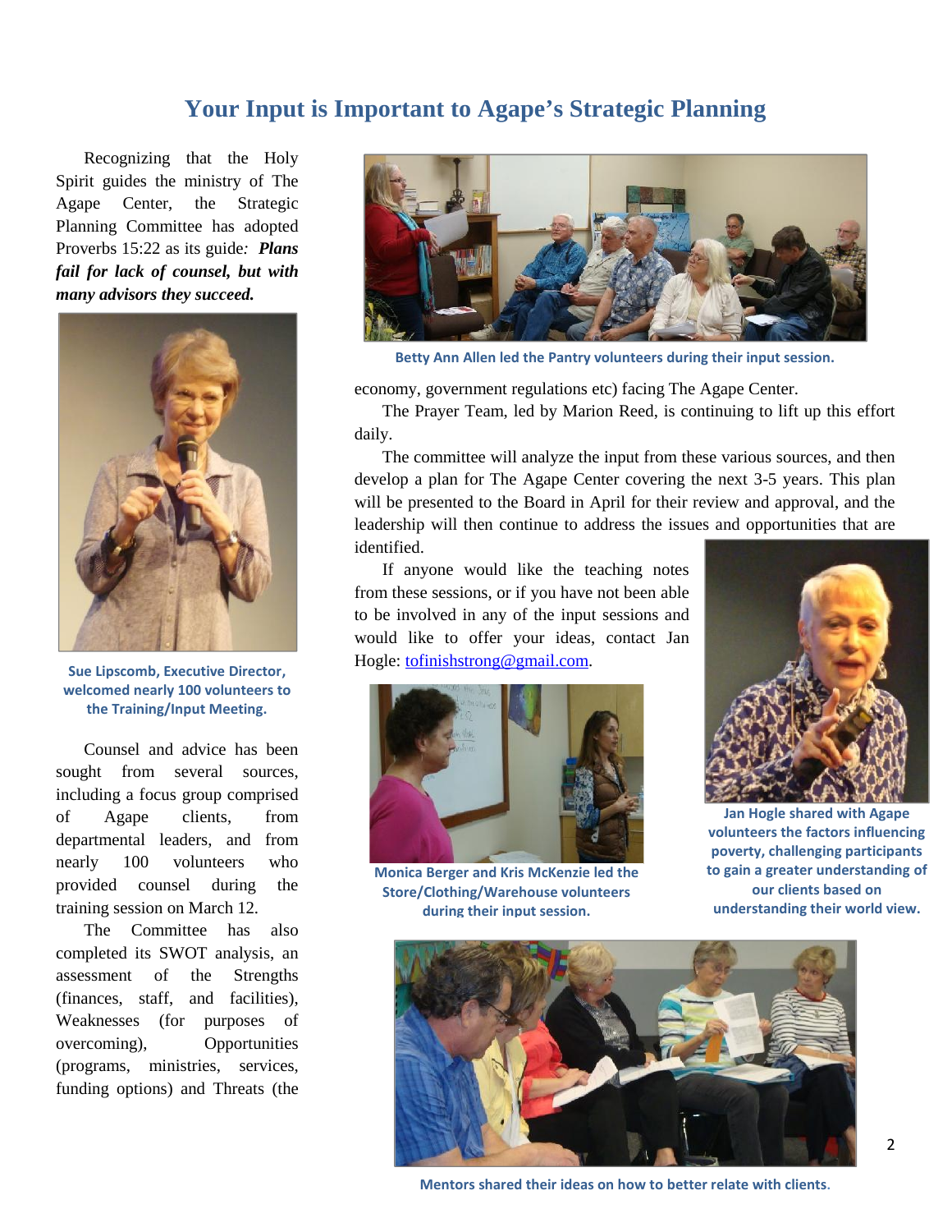# Your Input is Important to Agape's Strategic Planning

Recognizing that the Holy Spirit guides the ministry of The Agape Center, the Strategic Planning Committee has adopted Proverbs 15:22 as its guide*:* ***Plans fail for lack of counsel, but with many advisors they succeed.***

Sue Lipscomb, Executive Director, welcomed nearly 100 volunteers to the Training/Input Meeting.

Counsel and advice has been sought from several sources, including a focus group comprised of Agape clients, from departmental leaders, and from nearly 100 volunteers who provided counsel during the training session on March 12.

The Committee has also completed its SWOT analysis, an assessment of the Strengths (finances, staff, and facilities), Weaknesses (for purposes of overcoming), Opportunities (programs, ministries, services, funding options) and Threats (the economy, government regulations etc) facing The Agape Center.

Betty Ann Allen led the Pantry volunteers during their input session.

The Prayer Team, led by Marion Reed, is continuing to lift up this effort daily.

The committee will analyze the input from these various sources, and then develop a plan for The Agape Center covering the next 3-5 years. This plan will be presented to the Board in April for their review and approval, and the leadership will then continue to address the issues and opportunities that are identified.

If anyone would like the teaching notes from these sessions, or if you have not been able to be involved in any of the input sessions and would like to offer your ideas, contact Jan Hogle: [tofinishstrong@gmail.com](mailto:tofinishstrong@gmail.com).

Monica Berger and Kris McKenzie led the Store/Clothing/Warehouse volunteers during their input session.

Jan Hogle shared with Agape volunteers the factors influencing poverty, challenging participants to gain a greater understanding of our clients based on understanding their world view.

Mentors shared their ideas on how to better relate with clients.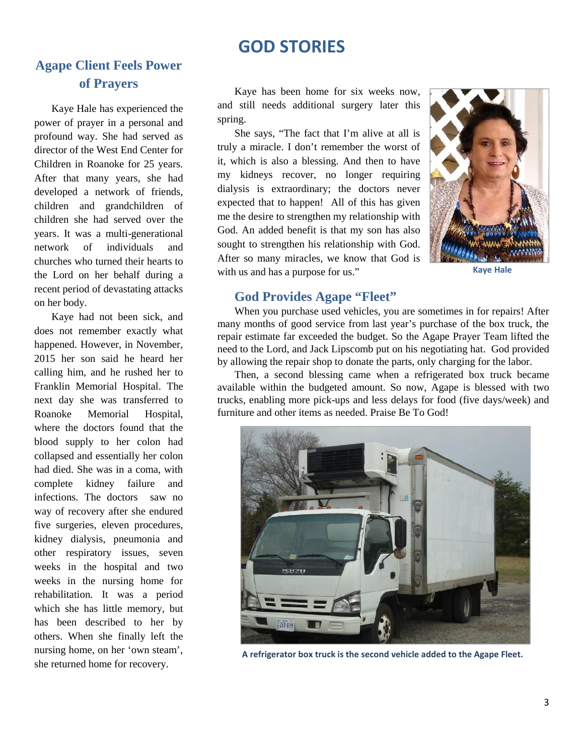# GOD STORIES

## Agape Client Feels Power of Prayers

Kaye Hale has experienced the power of prayer in a personal and profound way. She had served as director of the West End Center for Children in Roanoke for 25 years. After that many years, she had developed a network of friends, children and grandchildren of children she had served over the years. It was a multi-generational network of individuals and churches who turned their hearts to the Lord on her behalf during a recent period of devastating attacks on her body.

Kaye had not been sick, and does not remember exactly what happened. However, in November, 2015 her son said he heard her calling him, and he rushed her to Franklin Memorial Hospital. The next day she was transferred to Roanoke Memorial Hospital, where the doctors found that the blood supply to her colon had collapsed and essentially her colon had died. She was in a coma, with complete kidney failure and infections. The doctors saw no way of recovery after she endured five surgeries, eleven procedures, kidney dialysis, pneumonia and other respiratory issues, seven weeks in the hospital and two weeks in the nursing home for rehabilitation. It was a period which she has little memory, but has been described to her by others. When she finally left the nursing home, on her 'own steam', she returned home for recovery.

Kaye has been home for six weeks now, and still needs additional surgery later this spring.

She says, "The fact that I'm alive at all is truly a miracle. I don't remember the worst of it, which is also a blessing. And then to have my kidneys recover, no longer requiring dialysis is extraordinary; the doctors never expected that to happen! All of this has given me the desire to strengthen my relationship with God. An added benefit is that my son has also sought to strengthen his relationship with God. After so many miracles, we know that God is with us and has a purpose for us."

**Kaye Hale**

## God Provides Agape "Fleet"

When you purchase used vehicles, you are sometimes in for repairs! After many months of good service from last year's purchase of the box truck, the repair estimate far exceeded the budget. So the Agape Prayer Team lifted the need to the Lord, and Jack Lipscomb put on his negotiating hat. God provided by allowing the repair shop to donate the parts, only charging for the labor.

Then, a second blessing came when a refrigerated box truck became available within the budgeted amount. So now, Agape is blessed with two trucks, enabling more pick-ups and less delays for food (five days/week) and furniture and other items as needed. Praise Be To God!

**A refrigerator box truck is the second vehicle added to the Agape Fleet.**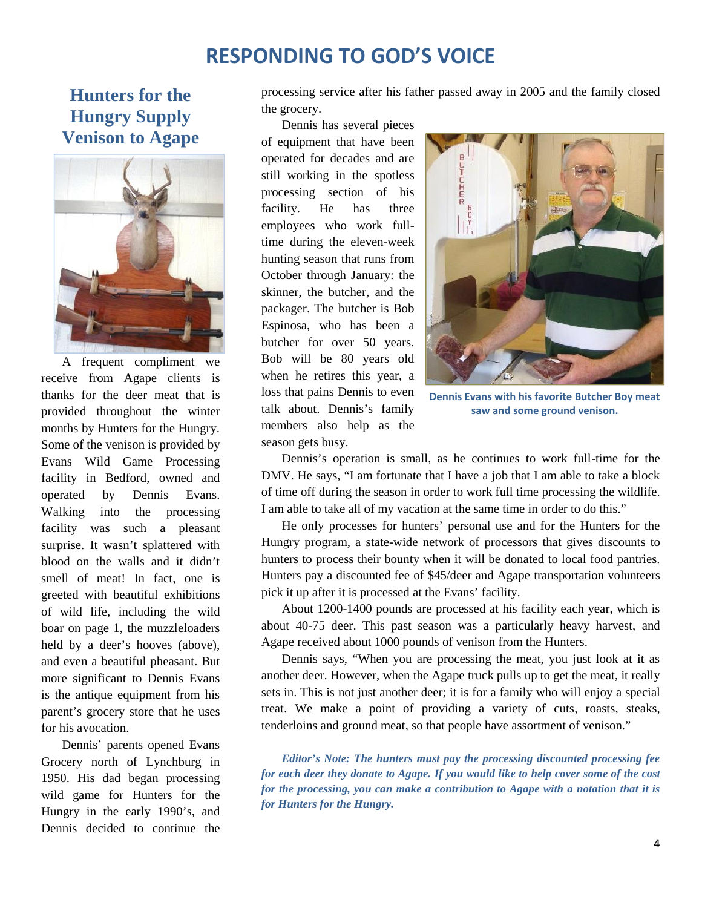# RESPONDING TO GOD'S VOICE

## Hunters for the Hungry Supply Venison to Agape

A frequent compliment we receive from Agape clients is thanks for the deer meat that is provided throughout the winter months by Hunters for the Hungry. Some of the venison is provided by Evans Wild Game Processing facility in Bedford, owned and operated by Dennis Evans. Walking into the processing facility was such a pleasant surprise. It wasn't splattered with blood on the walls and it didn't smell of meat! In fact, one is greeted with beautiful exhibitions of wild life, including the wild boar on page 1, the muzzleloaders held by a deer's hooves (above), and even a beautiful pheasant. But more significant to Dennis Evans is the antique equipment from his parent's grocery store that he uses for his avocation.

Dennis' parents opened Evans Grocery north of Lynchburg in 1950. His dad began processing wild game for Hunters for the Hungry in the early 1990's, and Dennis decided to continue the processing service after his father passed away in 2005 and the family closed the grocery.

Dennis has several pieces of equipment that have been operated for decades and are still working in the spotless processing section of his facility. He has three employees who work full-time during the eleven-week hunting season that runs from October through January: the skinner, the butcher, and the packager. The butcher is Bob Espinosa, who has been a butcher for over 50 years. Bob will be 80 years old when he retires this year, a loss that pains Dennis to even talk about. Dennis's family members also help as the season gets busy.

**Dennis Evans with his favorite Butcher Boy meat saw and some ground venison.**

Dennis's operation is small, as he continues to work full-time for the DMV. He says, "I am fortunate that I have a job that I am able to take a block of time off during the season in order to work full time processing the wildlife. I am able to take all of my vacation at the same time in order to do this."

He only processes for hunters' personal use and for the Hunters for the Hungry program, a state-wide network of processors that gives discounts to hunters to process their bounty when it will be donated to local food pantries. Hunters pay a discounted fee of $45/deer and Agape transportation volunteers pick it up after it is processed at the Evans' facility.

About 1200-1400 pounds are processed at his facility each year, which is about 40-75 deer. This past season was a particularly heavy harvest, and Agape received about 1000 pounds of venison from the Hunters.

Dennis says, "When you are processing the meat, you just look at it as another deer. However, when the Agape truck pulls up to get the meat, it really sets in. This is not just another deer; it is for a family who will enjoy a special treat. We make a point of providing a variety of cuts, roasts, steaks, tenderloins and ground meat, so that people have assortment of venison."

***Editor's Note: The hunters must pay the processing discounted processing fee for each deer they donate to Agape. If you would like to help cover some of the cost for the processing, you can make a contribution to Agape with a notation that it is for Hunters for the Hungry.***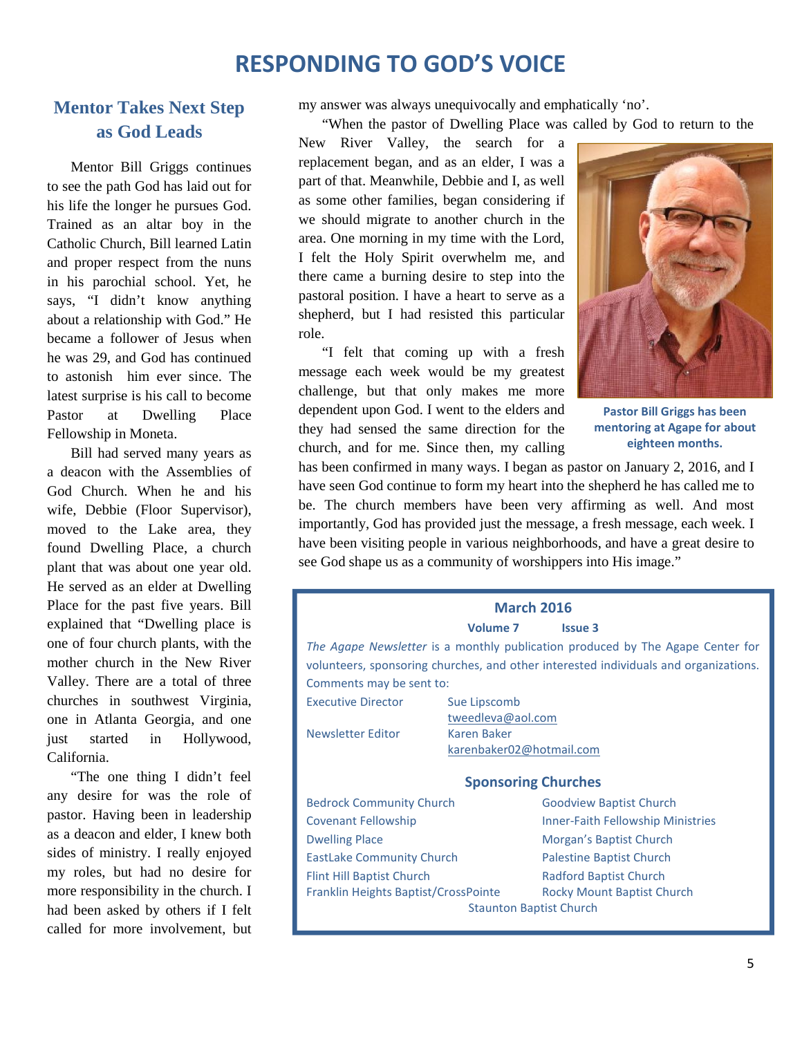# RESPONDING TO GOD'S VOICE

## Mentor Takes Next Step as God Leads

Mentor Bill Griggs continues to see the path God has laid out for his life the longer he pursues God. Trained as an altar boy in the Catholic Church, Bill learned Latin and proper respect from the nuns in his parochial school. Yet, he says, "I didn't know anything about a relationship with God." He became a follower of Jesus when he was 29, and God has continued to astonish him ever since. The latest surprise is his call to become Pastor at Dwelling Place Fellowship in Moneta.

Bill had served many years as a deacon with the Assemblies of God Church. When he and his wife, Debbie (Floor Supervisor), moved to the Lake area, they found Dwelling Place, a church plant that was about one year old. He served as an elder at Dwelling Place for the past five years. Bill explained that "Dwelling place is one of four church plants, with the mother church in the New River Valley. There are a total of three churches in southwest Virginia, one in Atlanta Georgia, and one just started in Hollywood, California.

"The one thing I didn't feel any desire for was the role of pastor. Having been in leadership as a deacon and elder, I knew both sides of ministry. I really enjoyed my roles, but had no desire for more responsibility in the church. I had been asked by others if I felt called for more involvement, but my answer was always unequivocally and emphatically 'no'.

"When the pastor of Dwelling Place was called by God to return to the New River Valley, the search for a replacement began, and as an elder, I was a part of that. Meanwhile, Debbie and I, as well as some other families, began considering if we should migrate to another church in the area. One morning in my time with the Lord, I felt the Holy Spirit overwhelm me, and there came a burning desire to step into the pastoral position. I have a heart to serve as a shepherd, but I had resisted this particular role.

"I felt that coming up with a fresh message each week would be my greatest challenge, but that only makes me more dependent upon God. I went to the elders and they had sensed the same direction for the church, and for me. Since then, my calling has been confirmed in many ways. I began as pastor on January 2, 2016, and I have seen God continue to form my heart into the shepherd he has called me to be. The church members have been very affirming as well. And most importantly, God has provided just the message, a fresh message, each week. I have been visiting people in various neighborhoods, and have a great desire to see God shape us as a community of worshippers into His image."

**Pastor Bill Griggs has been mentoring at Agape for about eighteen months.**

---

**March 2016**

**Volume 7 Issue 3**

*The Agape Newsletter* is a monthly publication produced by The Agape Center for volunteers, sponsoring churches, and other interested individuals and organizations. Comments may be sent to:

| | |
|---|---|
| Executive Director | Sue Lipscomb<br>tweedleva@aol.com |
| Newsletter Editor | Karen Baker<br>karenbaker02@hotmail.com |

**Sponsoring Churches**

| | |
|---|---|
| Bedrock Community Church | Goodview Baptist Church |
| Covenant Fellowship | Inner-Faith Fellowship Ministries |
| Dwelling Place | Morgan's Baptist Church |
| EastLake Community Church | Palestine Baptist Church |
| Flint Hill Baptist Church | Radford Baptist Church |
| Franklin Heights Baptist/CrossPointe | Rocky Mount Baptist Church |

Staunton Baptist Church